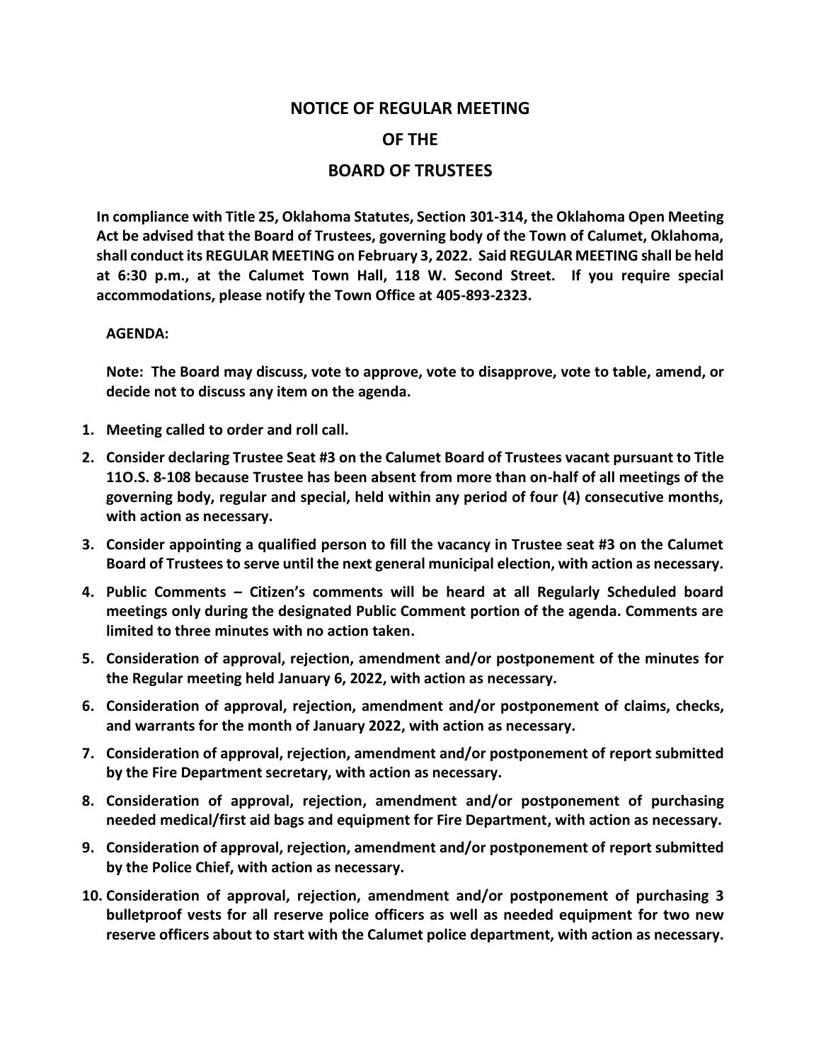# NOTICE OF REGULAR MEETING

# OF THE

# BOARD OF TRUSTEES

**In compliance with Title 25, Oklahoma Statutes, Section 301-314, the Oklahoma Open Meeting Act be advised that the Board of Trustees, governing body of the Town of Calumet, Oklahoma, shall conduct its REGULAR MEETING on February 3, 2022. Said REGULAR MEETING shall be held at 6:30 p.m., at the Calumet Town Hall, 118 W. Second Street. If you require special accommodations, please notify the Town Office at 405-893-2323.**

**AGENDA:**

**Note: The Board may discuss, vote to approve, vote to disapprove, vote to table, amend, or decide not to discuss any item on the agenda.**

1. **Meeting called to order and roll call.**
2. **Consider declaring Trustee Seat #3 on the Calumet Board of Trustees vacant pursuant to Title 11O.S. 8-108 because Trustee has been absent from more than on-half of all meetings of the governing body, regular and special, held within any period of four (4) consecutive months, with action as necessary.**
3. **Consider appointing a qualified person to fill the vacancy in Trustee seat #3 on the Calumet Board of Trustees to serve until the next general municipal election, with action as necessary.**
4. **Public Comments – Citizen's comments will be heard at all Regularly Scheduled board meetings only during the designated Public Comment portion of the agenda. Comments are limited to three minutes with no action taken.**
5. **Consideration of approval, rejection, amendment and/or postponement of the minutes for the Regular meeting held January 6, 2022, with action as necessary.**
6. **Consideration of approval, rejection, amendment and/or postponement of claims, checks, and warrants for the month of January 2022, with action as necessary.**
7. **Consideration of approval, rejection, amendment and/or postponement of report submitted by the Fire Department secretary, with action as necessary.**
8. **Consideration of approval, rejection, amendment and/or postponement of purchasing needed medical/first aid bags and equipment for Fire Department, with action as necessary.**
9. **Consideration of approval, rejection, amendment and/or postponement of report submitted by the Police Chief, with action as necessary.**
10. **Consideration of approval, rejection, amendment and/or postponement of purchasing 3 bulletproof vests for all reserve police officers as well as needed equipment for two new reserve officers about to start with the Calumet police department, with action as necessary.**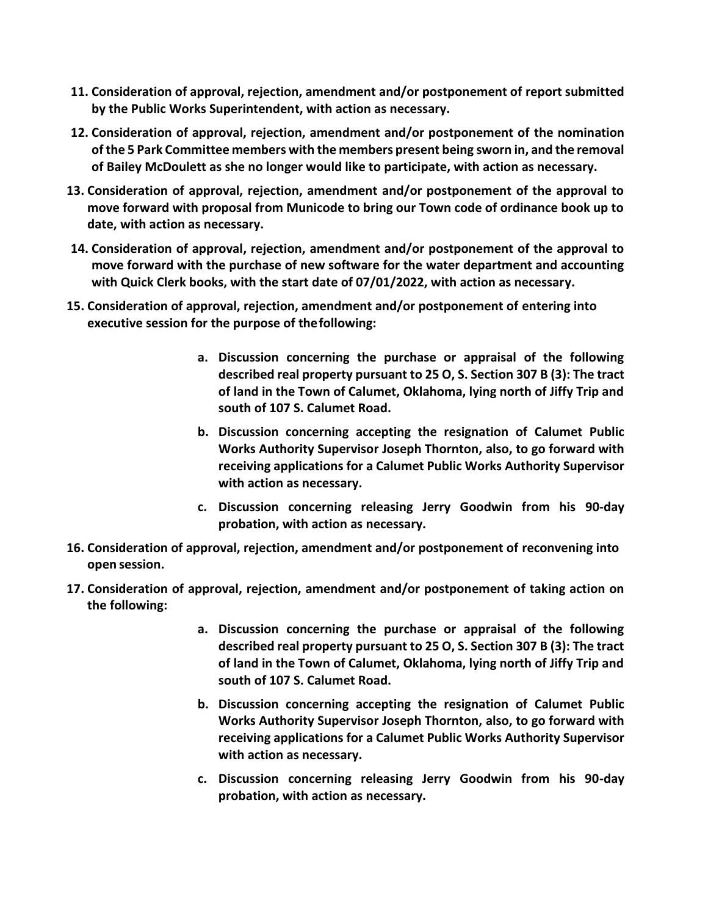11. **Consideration of approval, rejection, amendment and/or postponement of report submitted by the Public Works Superintendent, with action as necessary.**
12. **Consideration of approval, rejection, amendment and/or postponement of the nomination of the 5 Park Committee members with the members present being sworn in, and the removal of Bailey McDoulett as she no longer would like to participate, with action as necessary.**
13. **Consideration of approval, rejection, amendment and/or postponement of the approval to move forward with proposal from Municode to bring our Town code of ordinance book up to date, with action as necessary.**
14. **Consideration of approval, rejection, amendment and/or postponement of the approval to move forward with the purchase of new software for the water department and accounting with Quick Clerk books, with the start date of 07/01/2022, with action as necessary.**
15. **Consideration of approval, rejection, amendment and/or postponement of entering into executive session for the purpose of the following:**
    - a. **Discussion concerning the purchase or appraisal of the following described real property pursuant to 25 O, S. Section 307 B (3): The tract of land in the Town of Calumet, Oklahoma, lying north of Jiffy Trip and south of 107 S. Calumet Road.**
    - b. **Discussion concerning accepting the resignation of Calumet Public Works Authority Supervisor Joseph Thornton, also, to go forward with receiving applications for a Calumet Public Works Authority Supervisor with action as necessary.**
    - c. **Discussion concerning releasing Jerry Goodwin from his 90-day probation, with action as necessary.**
16. **Consideration of approval, rejection, amendment and/or postponement of reconvening into open session.**
17. **Consideration of approval, rejection, amendment and/or postponement of taking action on the following:**
    - a. **Discussion concerning the purchase or appraisal of the following described real property pursuant to 25 O, S. Section 307 B (3): The tract of land in the Town of Calumet, Oklahoma, lying north of Jiffy Trip and south of 107 S. Calumet Road.**
    - b. **Discussion concerning accepting the resignation of Calumet Public Works Authority Supervisor Joseph Thornton, also, to go forward with receiving applications for a Calumet Public Works Authority Supervisor with action as necessary.**
    - c. **Discussion concerning releasing Jerry Goodwin from his 90-day probation, with action as necessary.**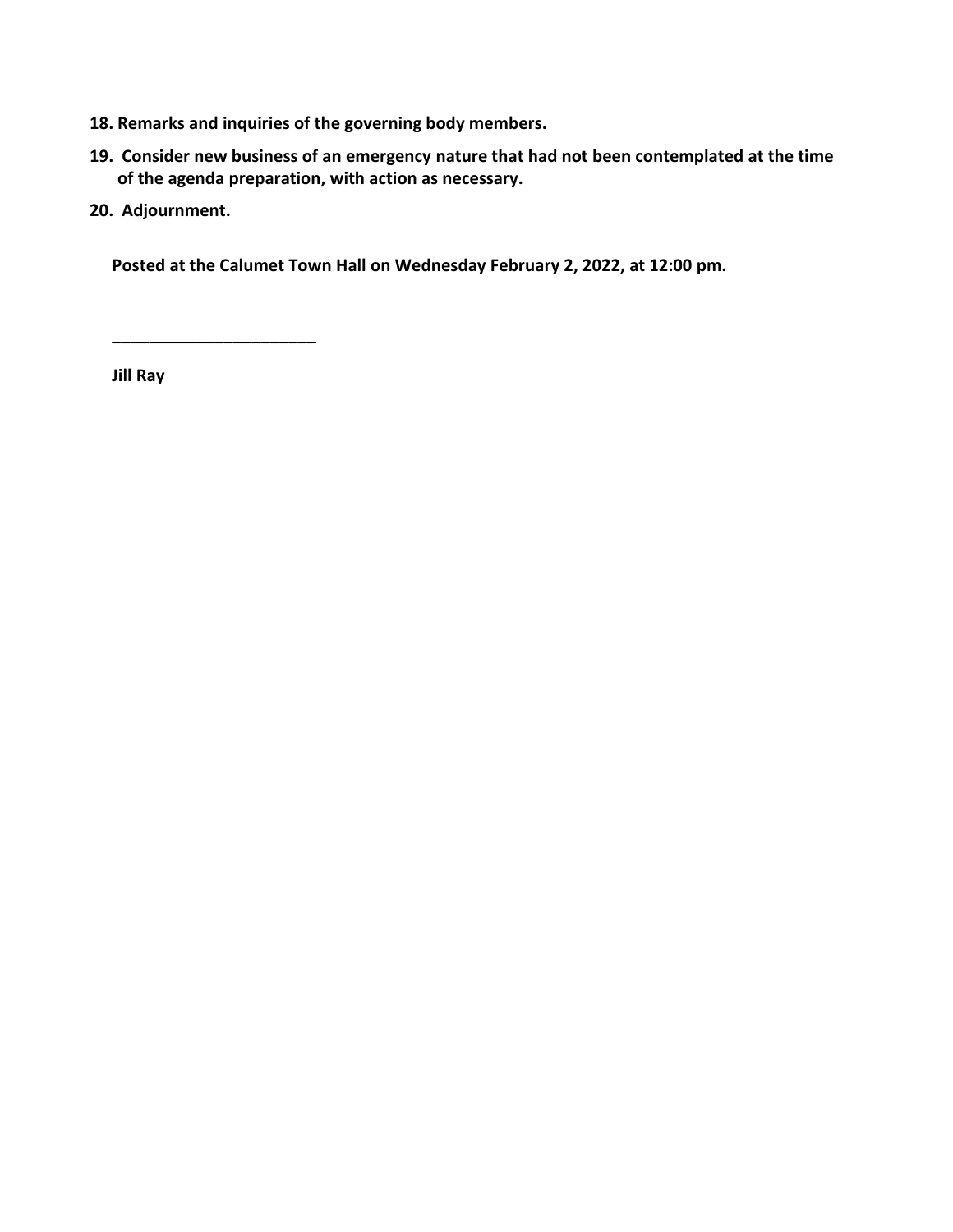18. **Remarks and inquiries of the governing body members.**
19. **Consider new business of an emergency nature that had not been contemplated at the time of the agenda preparation, with action as necessary.**
20. **Adjournment.**

**Posted at the Calumet Town Hall on Wednesday February 2, 2022, at 12:00 pm.**

**______________________**

**Jill Ray**